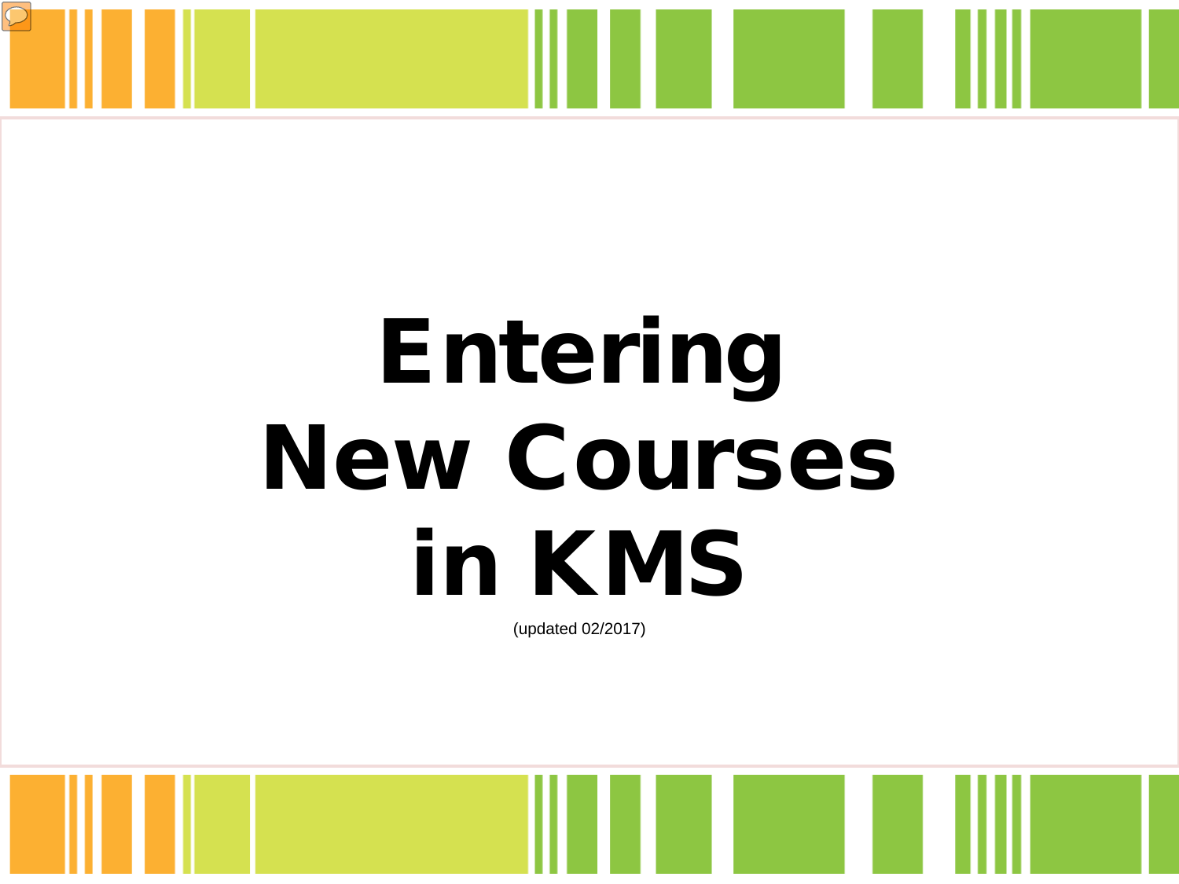# Entering New Courses in KMS

(updated 02/2017)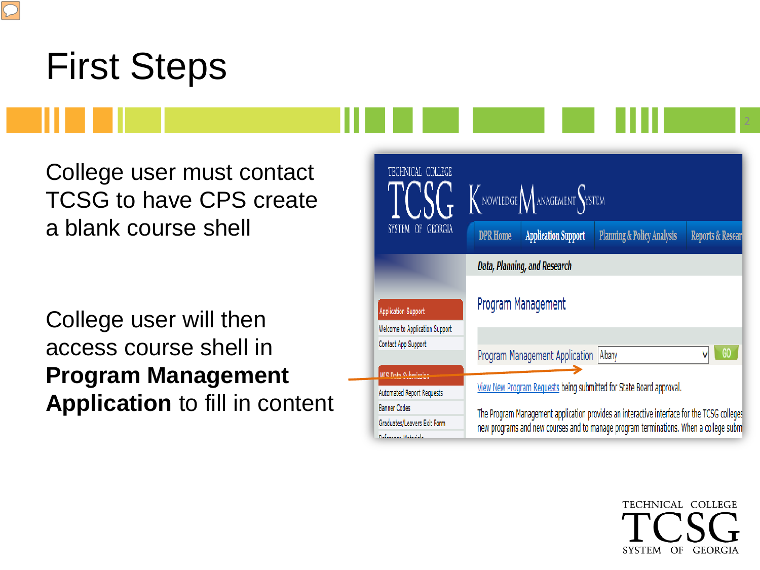# First Steps

College user must contact TCSG to have CPS create a blank course shell

College user will then access course shell in **Program Management Application** to fill in content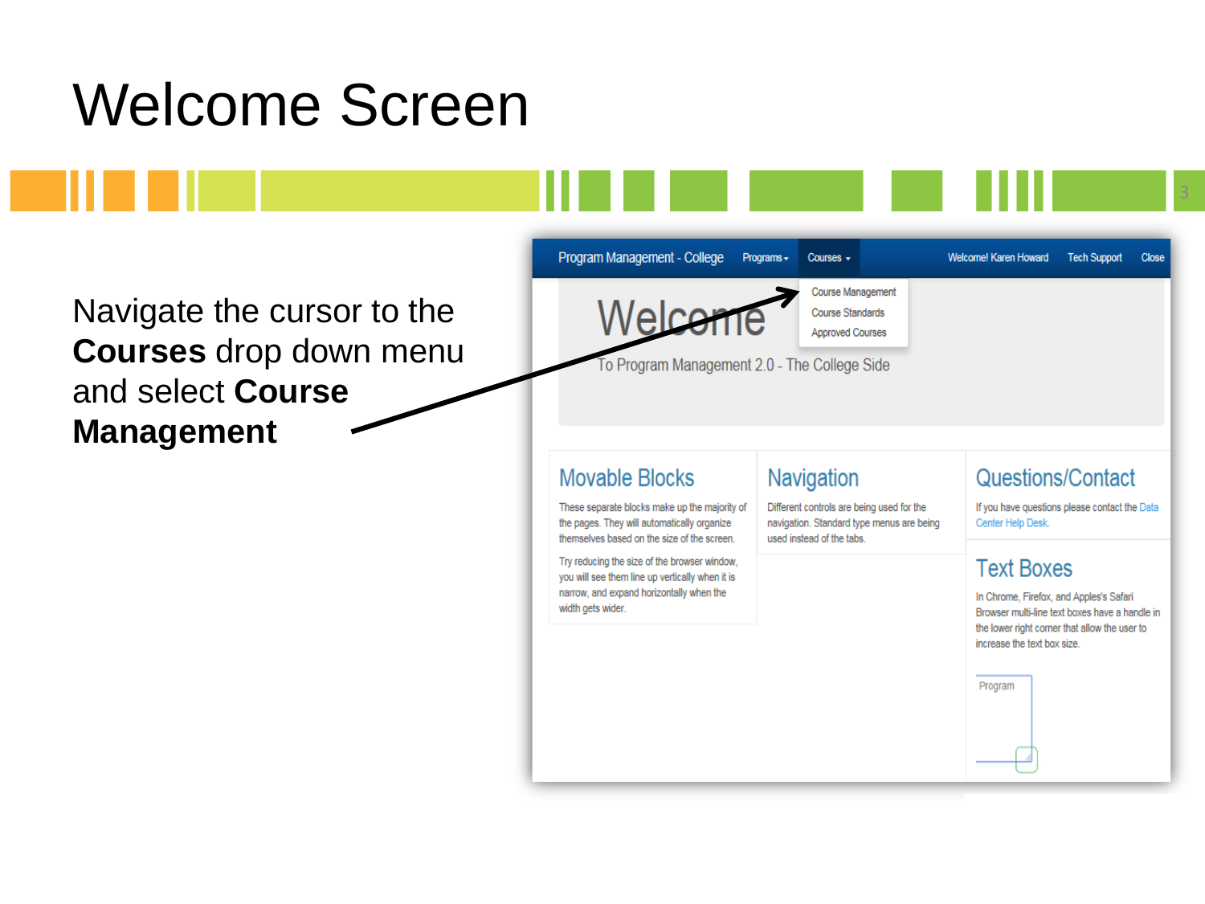# Welcome Screen

Navigate the cursor to the **Courses** drop down menu and select **Course Management**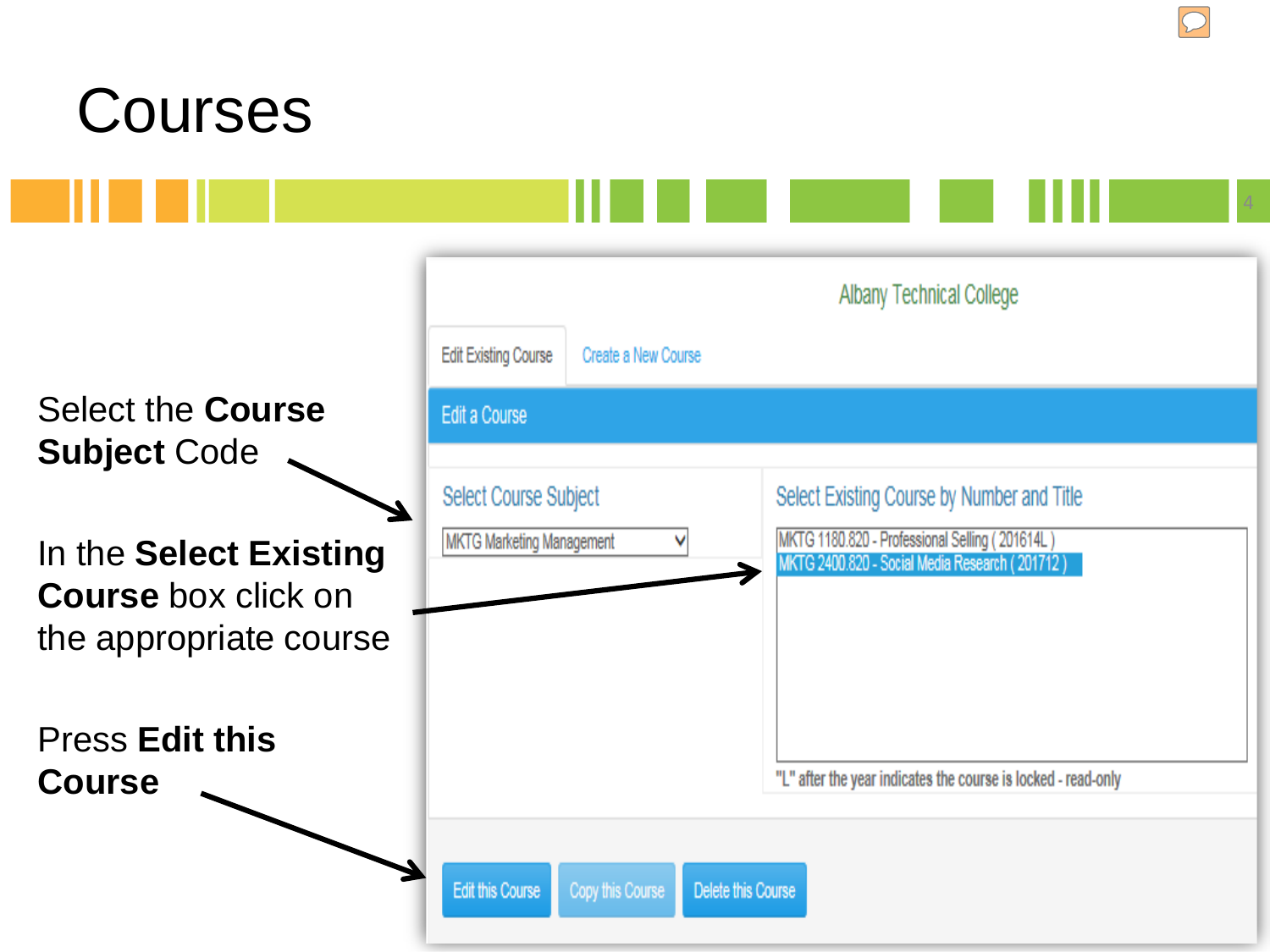# Courses

Select the **Course Subject** Code

In the **Select Existing Course** box click on the appropriate course

Press **Edit this Course**

Albany Technical College

Edit Existing Course | Create a New Course

**Edit a Course**

Select Course Subject

MKTG Marketing Management

Select Existing Course by Number and Title

MKTG 1180.820 - Professional Selling ( 201614L )
MKTG 2400.820 - Social Media Research ( 201712 )

"L" after the year indicates the course is locked - read-only

Edit this Course | Copy this Course | Delete this Course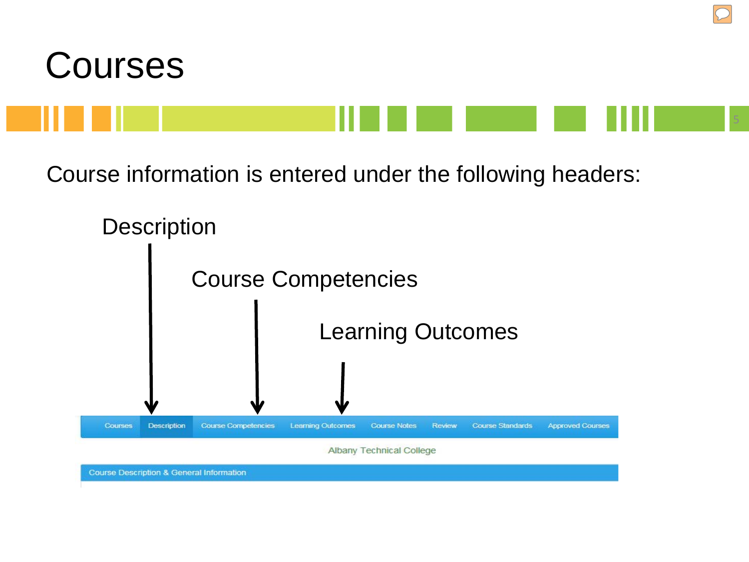# Courses

Course information is entered under the following headers:

Description

Course Competencies

Learning Outcomes

Courses | Description | Course Competencies | Learning Outcomes | Course Notes | Review | Course Standards | Approved Courses

Albany Technical College

Course Description & General Information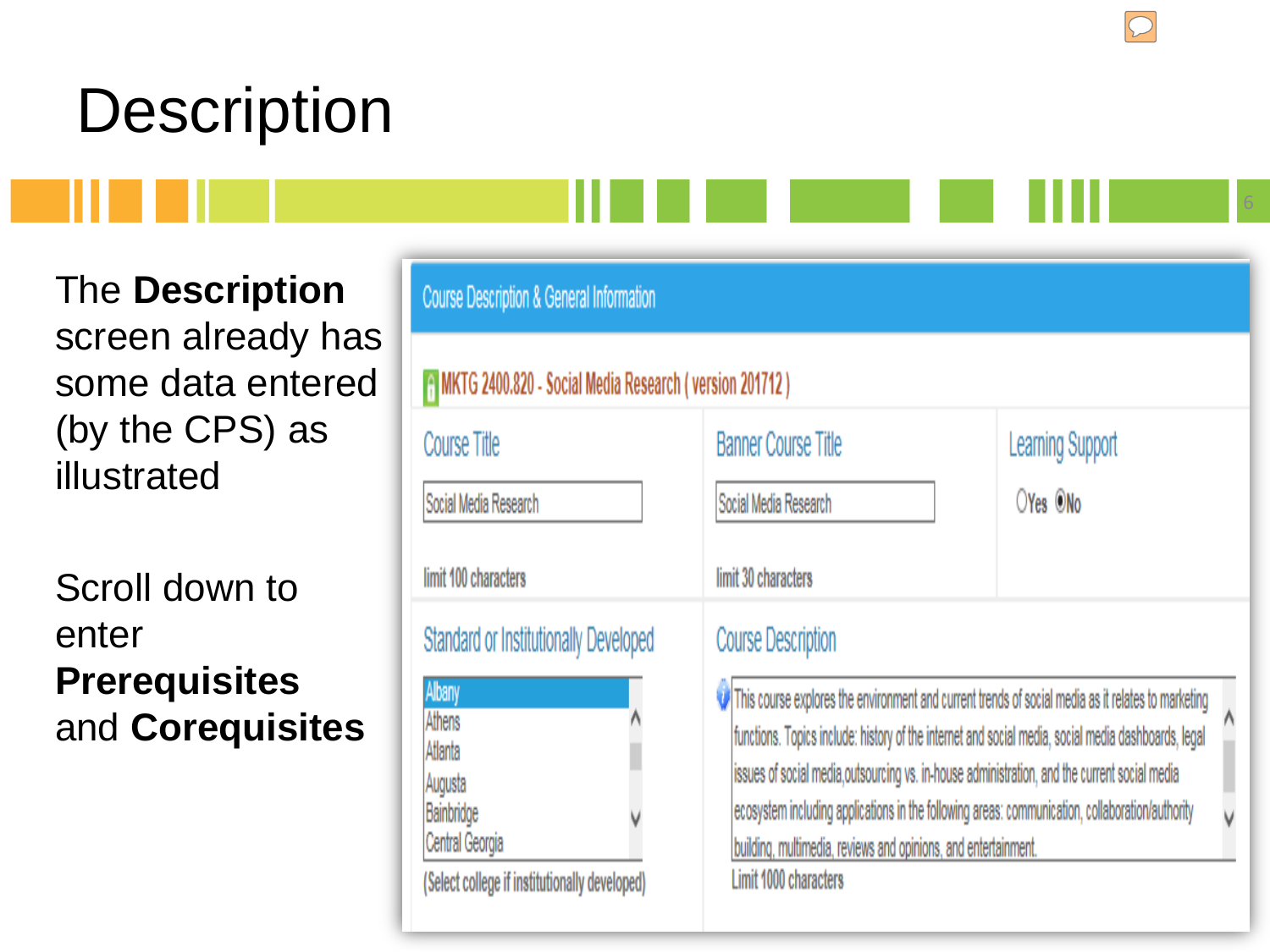# Description

The **Description** screen already has some data entered (by the CPS) as illustrated

Scroll down to enter **Prerequisites** and **Corequisites**

Course Description & General Information

MKTG 2400.820 - Social Media Research ( version 201712 )

Course Title

Social Media Research

limit 100 characters

Banner Course Title

Social Media Research

limit 30 characters

Learning Support

○Yes ◉No

Standard or Institutionally Developed

Albany
Athens
Atlanta
Augusta
Bainbridge
Central Georgia

(Select college if institutionally developed)

Course Description

This course explores the environment and current trends of social media as it relates to marketing functions. Topics include: history of the internet and social media, social media dashboards, legal issues of social media,outsourcing vs. in-house administration, and the current social media ecosystem including applications in the following areas: communication, collaboration/authority building, multimedia, reviews and opinions, and entertainment.

Limit 1000 characters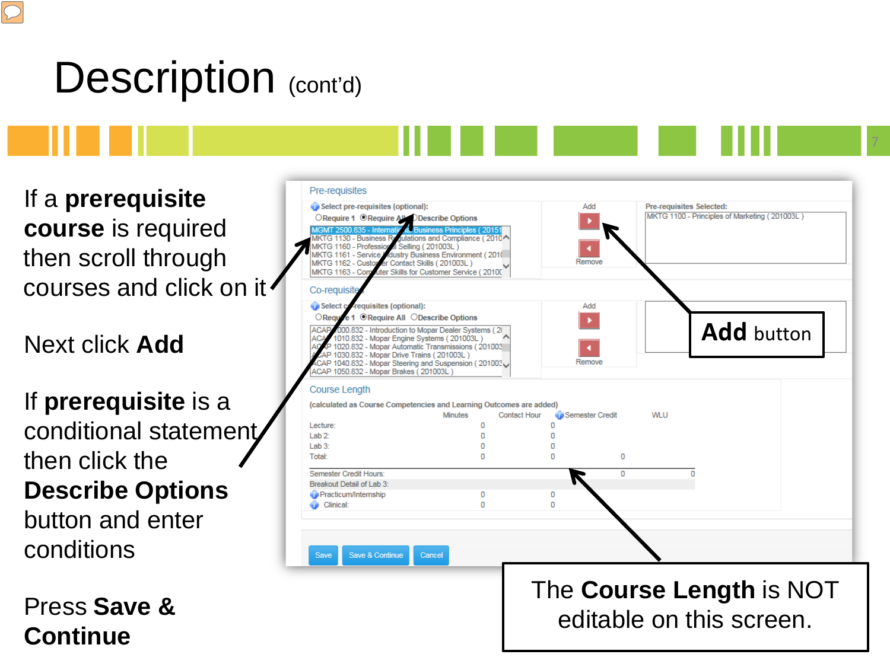# Description (cont'd)

If a **prerequisite course** is required then scroll through courses and click on it

Next click **Add**

If **prerequisite** is a conditional statement then click the **Describe Options** button and enter conditions

Press **Save & Continue**

**Add** button

The **Course Length** is NOT editable on this screen.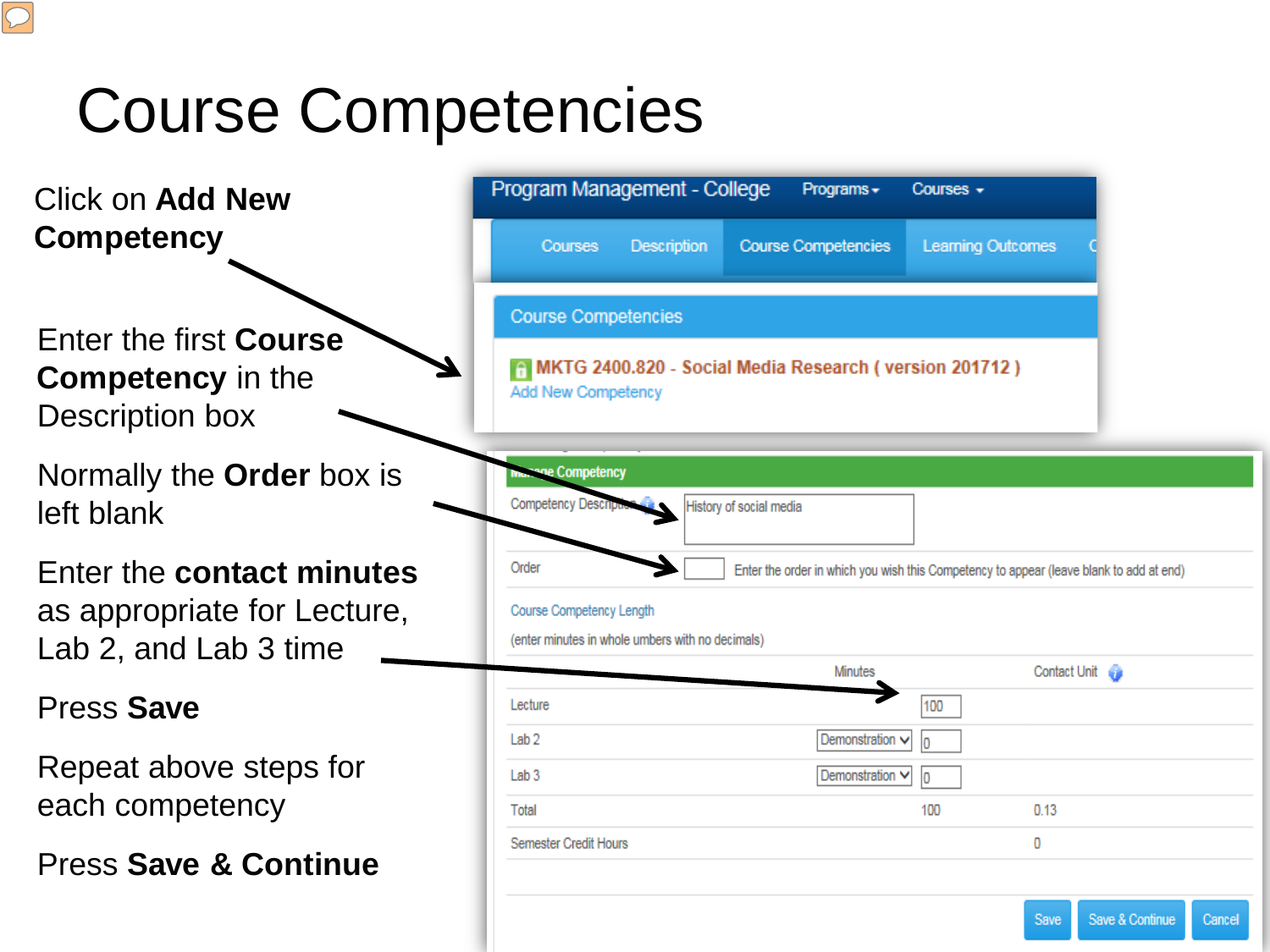# Course Competencies

Click on **Add New Competency**

Enter the first **Course Competency** in the Description box

Normally the **Order** box is left blank

Enter the **contact minutes** as appropriate for Lecture, Lab 2, and Lab 3 time

Press **Save**

Repeat above steps for each competency

Press **Save & Continue**

Program Management - College    Programs ▾    Courses ▾

Courses    Description    Course Competencies    Learning Outcomes

Course Competencies

MKTG 2400.820 - Social Media Research ( version 201712 )

Add New Competency

Manage Competency

Competency Description: History of social media

Order: Enter the order in which you wish this Competency to appear (leave blank to add at end)

Course Competency Length

(enter minutes in whole umbers with no decimals)

| | | Minutes | Contact Unit |
|---|---|---|---|
| Lecture | | 100 | |
| Lab 2 | Demonstration | 0 | |
| Lab 3 | Demonstration | 0 | |
| Total | | 100 | 0.13 |
| Semester Credit Hours | | | 0 |

Save    Save & Continue    Cancel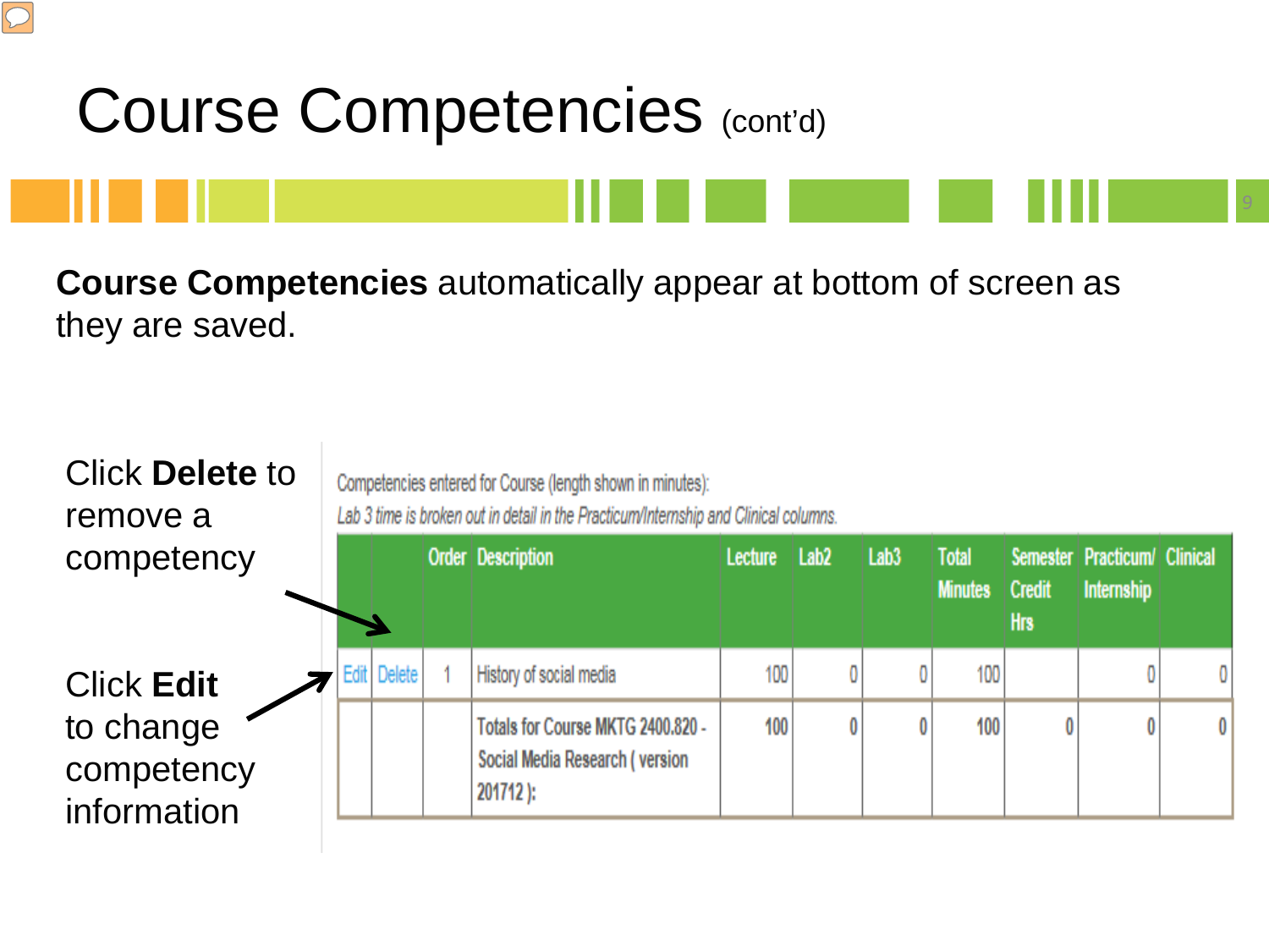# Course Competencies (cont'd)

**Course Competencies** automatically appear at bottom of screen as they are saved.

Click **Delete** to remove a competency

Click **Edit** to change competency information

Competencies entered for Course (length shown in minutes):

*Lab 3 time is broken out in detail in the Practicum/Internship and Clinical columns.*

| | | Order | Description | Lecture | Lab2 | Lab3 | Total Minutes | Semester Credit Hrs | Practicum/ Internship | Clinical |
|---|---|---|---|---|---|---|---|---|---|---|
| Edit | Delete | 1 | History of social media | 100 | 0 | 0 | 100 | | 0 | 0 |
| | | | **Totals for Course MKTG 2400.820 - Social Media Research ( version 201712 ):** | **100** | **0** | **0** | **100** | **0** | **0** | **0** |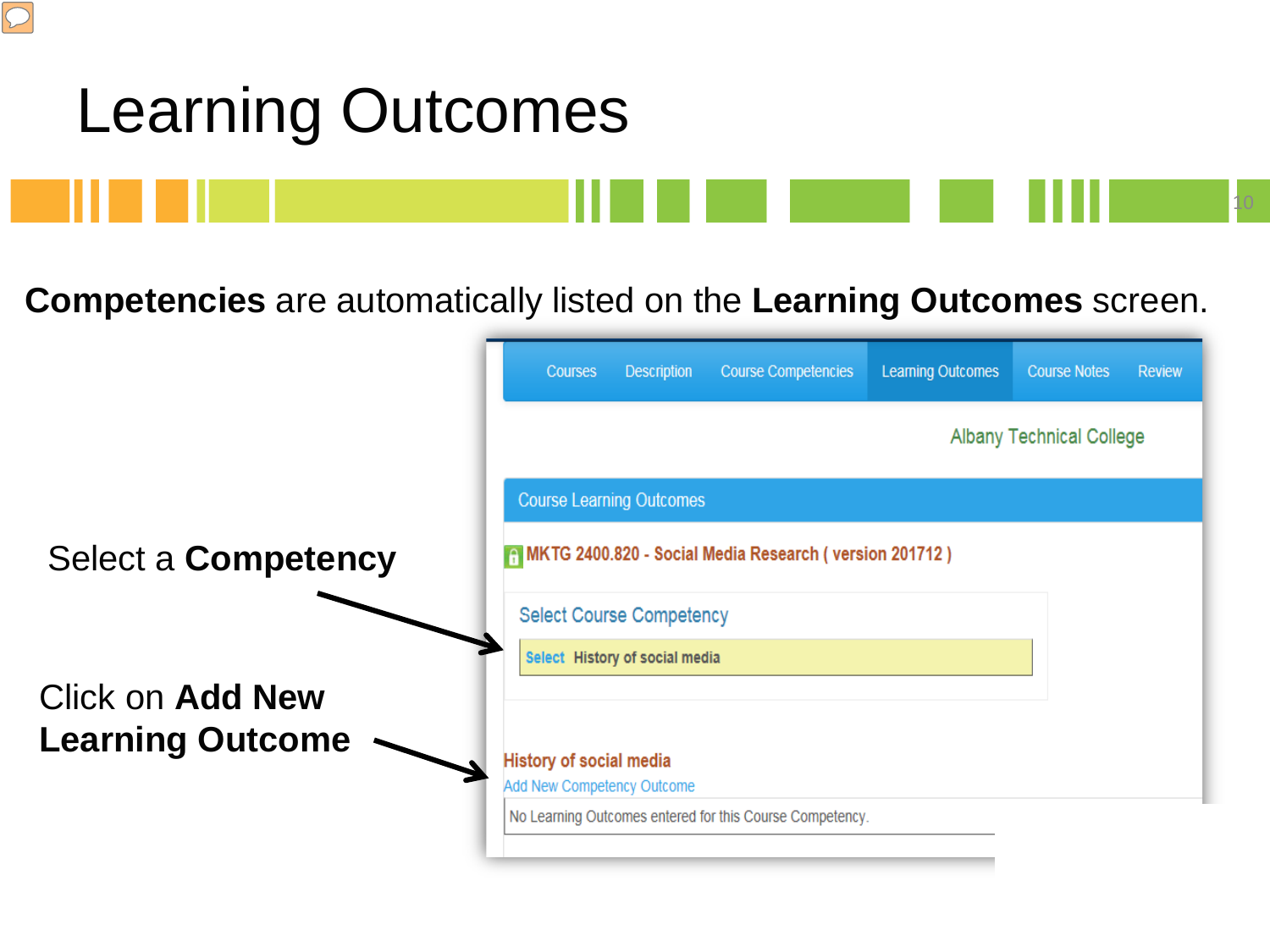# Learning Outcomes

**Competencies** are automatically listed on the **Learning Outcomes** screen.

Courses | Description | Course Competencies | Learning Outcomes | Course Notes | Review

Albany Technical College

Course Learning Outcomes

MKTG 2400.820 - Social Media Research ( version 201712 )

Select Course Competency

Select History of social media

History of social media

Add New Competency Outcome

No Learning Outcomes entered for this Course Competency.

Select a **Competency**

Click on **Add New Learning Outcome**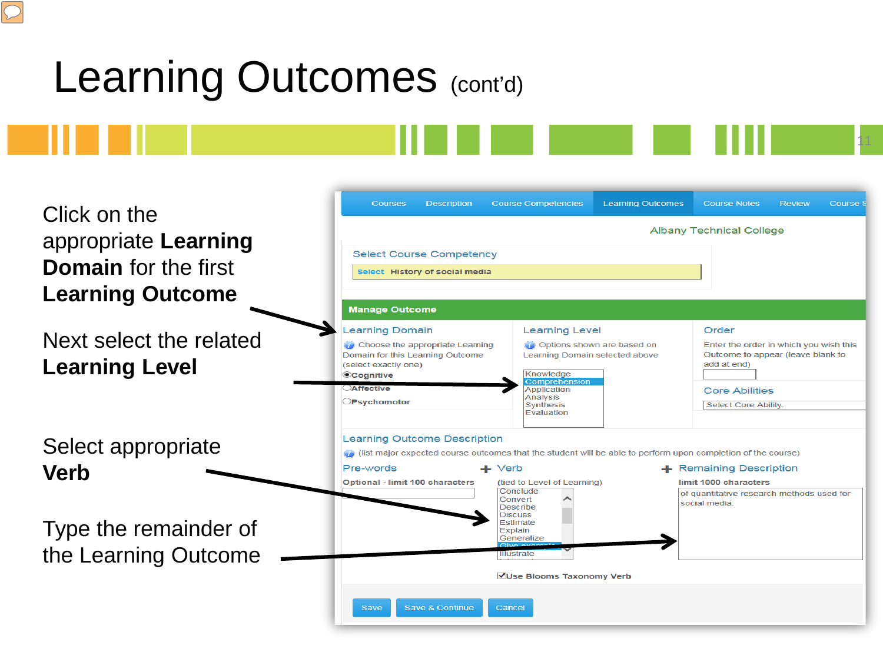# Learning Outcomes (cont'd)

Click on the appropriate **Learning Domain** for the first **Learning Outcome**

Next select the related **Learning Level**

Select appropriate **Verb**

Type the remainder of the Learning Outcome

Courses | Description | Course Competencies | Learning Outcomes | Course Notes | Review | Course S

Albany Technical College

Select Course Competency

Select History of social media

**Manage Outcome**

**Learning Domain**

Choose the appropriate Learning Domain for this Learning Outcome (select exactly one)

- Cognitive
- Affective
- Psychomotor

**Learning Level**

Options shown are based on Learning Domain selected above

Knowledge
Comprehension
Application
Analysis
Synthesis
Evaluation

**Order**

Enter the order in which you wish this Outcome to appear (leave blank to add at end)

**Core Abilities**

Select Core Ability.

**Learning Outcome Description**

(list major expected course outcomes that the student will be able to perform upon completion of the course)

**Pre-words**

Optional - limit 100 characters

**Verb**

(tied to Level of Learning)

Conclude
Convert
Describe
Discuss
Estimate
Explain
Generalize
Give example
Illustrate

**Remaining Description**

limit 1000 characters

of quantitative research methods used for social media.

Use Blooms Taxonomy Verb

Save | Save & Continue | Cancel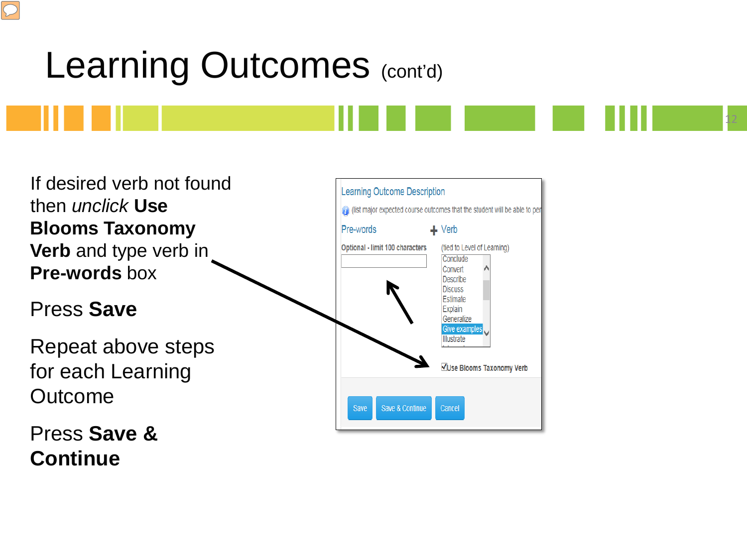# Learning Outcomes (cont'd)

If desired verb not found then *unclick* **Use Blooms Taxonomy Verb** and type verb in **Pre-words** box

Press **Save**

Repeat above steps for each Learning Outcome

Press **Save & Continue**

Learning Outcome Description

(list major expected course outcomes that the student will be able to per

Pre-words + Verb

Optional - limit 100 characters

(tied to Level of Learning)

Conclude
Convert
Describe
Discuss
Estimate
Explain
Generalize
Give examples
Illustrate

Use Blooms Taxonomy Verb

Save | Save & Continue | Cancel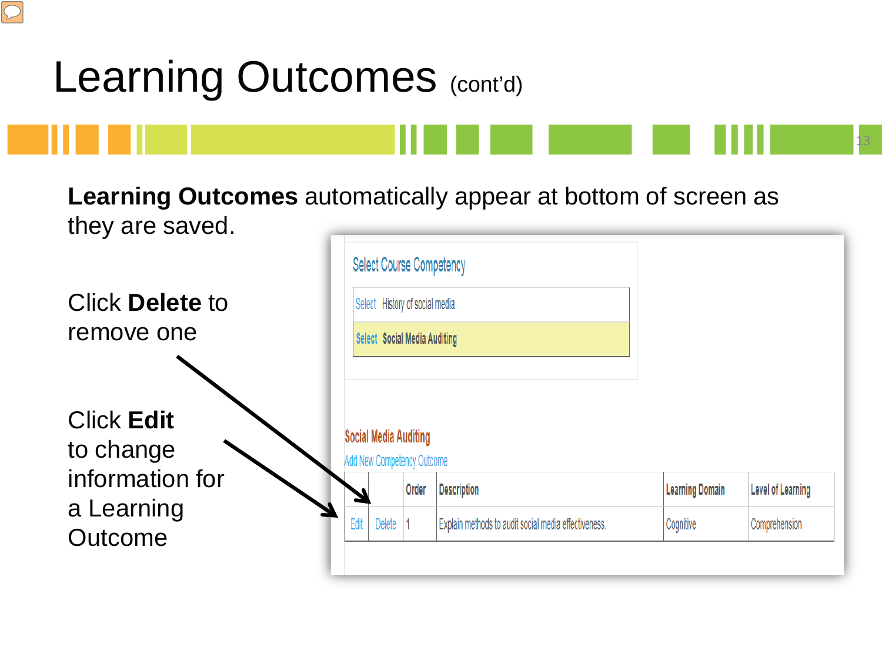# Learning Outcomes (cont'd)

**Learning Outcomes** automatically appear at bottom of screen as they are saved.

Click **Delete** to remove one

Click **Edit** to change information for a Learning Outcome

Select Course Competency

| | |
|---|---|
| Select | History of social media |
| Select | Social Media Auditing |

Social Media Auditing

Add New Competency Outcome

| | | Order | Description | Learning Domain | Level of Learning |
|---|---|---|---|---|---|
| Edit | Delete | 1 | Explain methods to audit social media effectiveness. | Cognitive | Comprehension |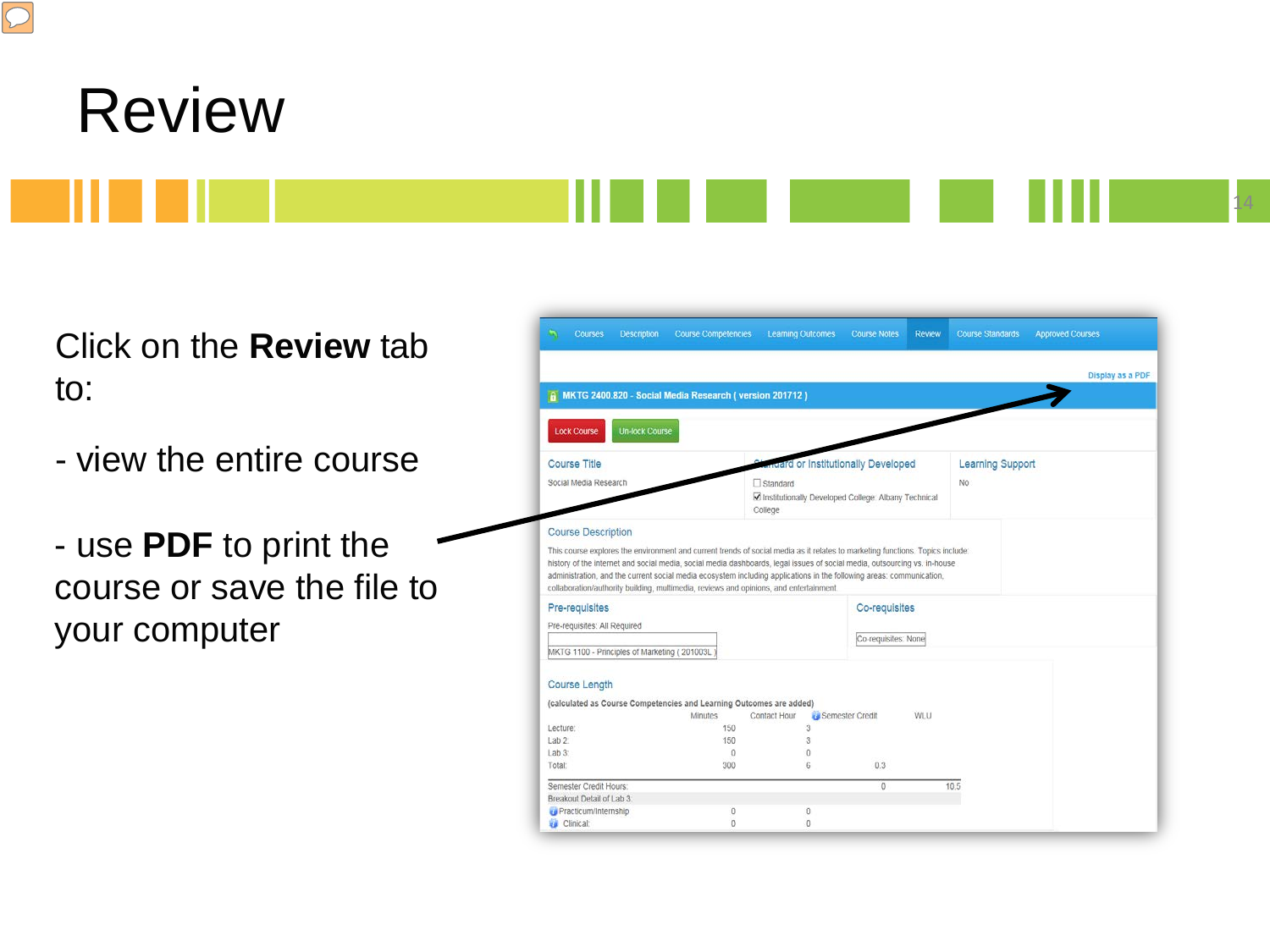# Review

Click on the **Review** tab to:

- view the entire course

- use **PDF** to print the course or save the file to your computer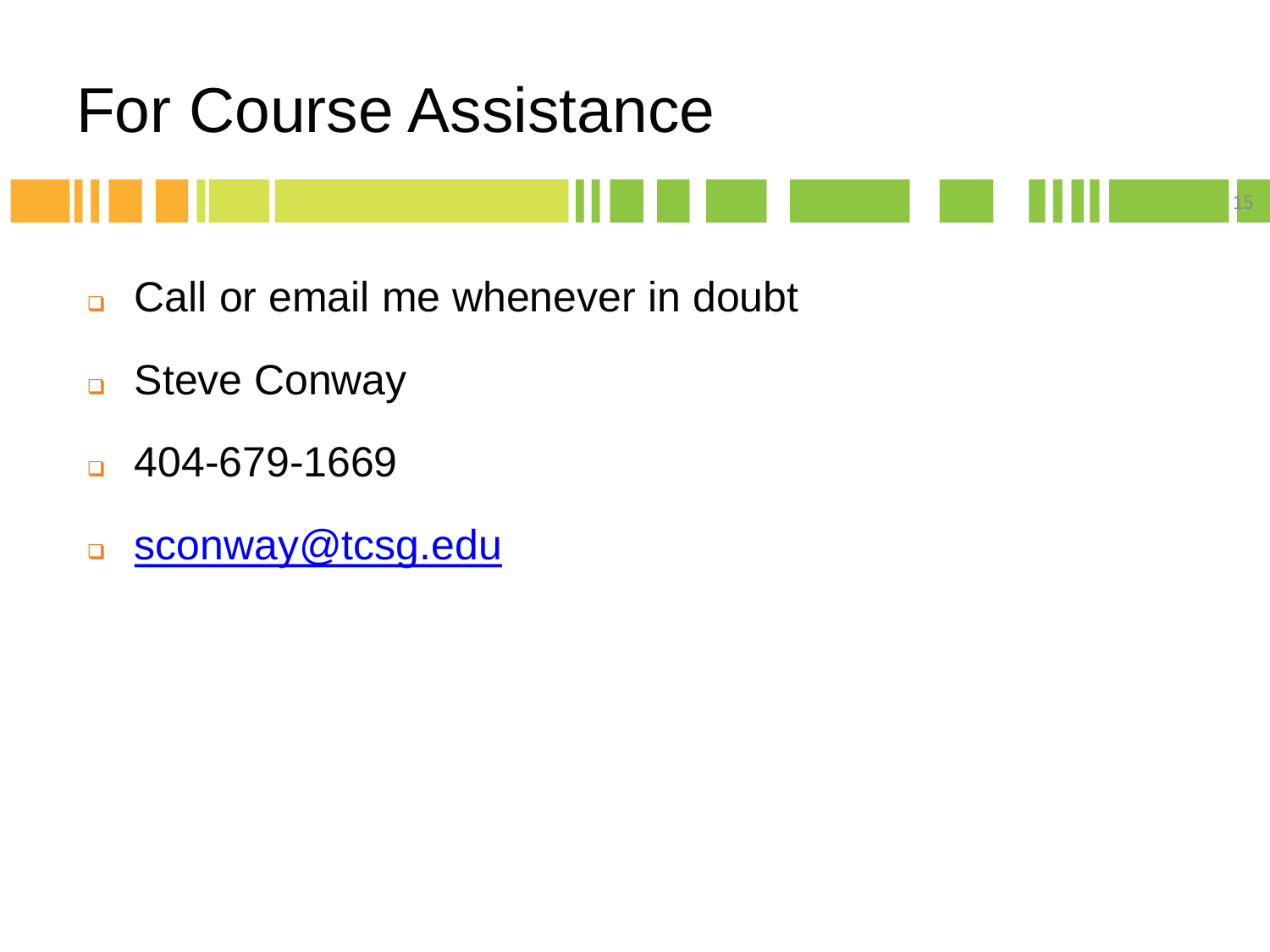# For Course Assistance

- Call or email me whenever in doubt
- Steve Conway
- 404-679-1669
- [sconway@tcsg.edu](mailto:sconway@tcsg.edu)